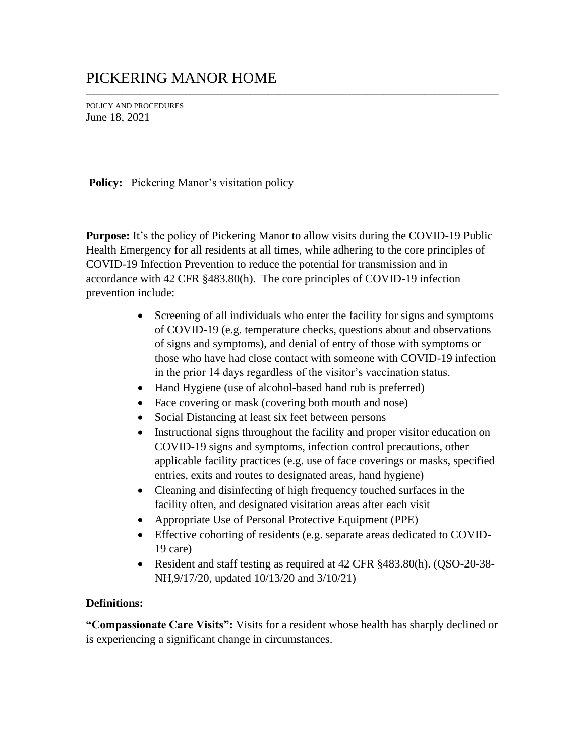# PICKERING MANOR HOME

POLICY AND PROCEDURES
June 18, 2021

**Policy:** Pickering Manor's visitation policy

**Purpose:** It's the policy of Pickering Manor to allow visits during the COVID-19 Public Health Emergency for all residents at all times, while adhering to the core principles of COVID-19 Infection Prevention to reduce the potential for transmission and in accordance with 42 CFR §483.80(h). The core principles of COVID-19 infection prevention include:

- Screening of all individuals who enter the facility for signs and symptoms of COVID-19 (e.g. temperature checks, questions about and observations of signs and symptoms), and denial of entry of those with symptoms or those who have had close contact with someone with COVID-19 infection in the prior 14 days regardless of the visitor's vaccination status.
- Hand Hygiene (use of alcohol-based hand rub is preferred)
- Face covering or mask (covering both mouth and nose)
- Social Distancing at least six feet between persons
- Instructional signs throughout the facility and proper visitor education on COVID-19 signs and symptoms, infection control precautions, other applicable facility practices (e.g. use of face coverings or masks, specified entries, exits and routes to designated areas, hand hygiene)
- Cleaning and disinfecting of high frequency touched surfaces in the facility often, and designated visitation areas after each visit
- Appropriate Use of Personal Protective Equipment (PPE)
- Effective cohorting of residents (e.g. separate areas dedicated to COVID-19 care)
- Resident and staff testing as required at 42 CFR §483.80(h). (QSO-20-38-NH,9/17/20, updated 10/13/20 and 3/10/21)

**Definitions:**

**"Compassionate Care Visits":** Visits for a resident whose health has sharply declined or is experiencing a significant change in circumstances.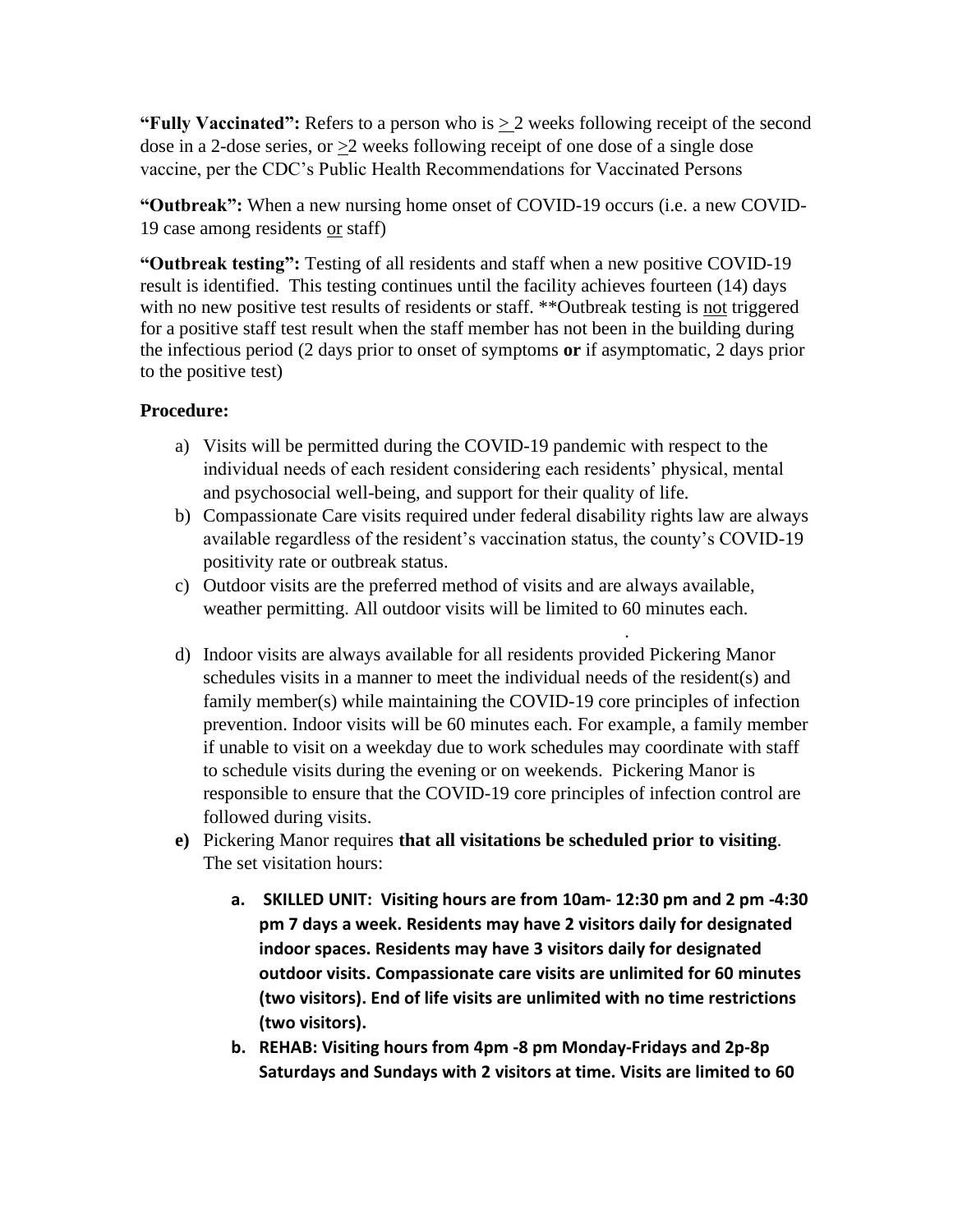**"Fully Vaccinated":** Refers to a person who is > 2 weeks following receipt of the second dose in a 2-dose series, or >2 weeks following receipt of one dose of a single dose vaccine, per the CDC's Public Health Recommendations for Vaccinated Persons

**"Outbreak":** When a new nursing home onset of COVID-19 occurs (i.e. a new COVID-19 case among residents or staff)

**"Outbreak testing":** Testing of all residents and staff when a new positive COVID-19 result is identified. This testing continues until the facility achieves fourteen (14) days with no new positive test results of residents or staff. **Outbreak testing is not triggered for a positive staff test result when the staff member has not been in the building during the infectious period (2 days prior to onset of symptoms **or** if asymptomatic, 2 days prior to the positive test)

**Procedure:**

a) Visits will be permitted during the COVID-19 pandemic with respect to the individual needs of each resident considering each residents' physical, mental and psychosocial well-being, and support for their quality of life.

b) Compassionate Care visits required under federal disability rights law are always available regardless of the resident's vaccination status, the county's COVID-19 positivity rate or outbreak status.

c) Outdoor visits are the preferred method of visits and are always available, weather permitting. All outdoor visits will be limited to 60 minutes each.

d) Indoor visits are always available for all residents provided Pickering Manor schedules visits in a manner to meet the individual needs of the resident(s) and family member(s) while maintaining the COVID-19 core principles of infection prevention. Indoor visits will be 60 minutes each. For example, a family member if unable to visit on a weekday due to work schedules may coordinate with staff to schedule visits during the evening or on weekends. Pickering Manor is responsible to ensure that the COVID-19 core principles of infection control are followed during visits.

**e)** Pickering Manor requires **that all visitations be scheduled prior to visiting**. The set visitation hours:

   a. **SKILLED UNIT: Visiting hours are from 10am- 12:30 pm and 2 pm -4:30 pm 7 days a week. Residents may have 2 visitors daily for designated indoor spaces. Residents may have 3 visitors daily for designated outdoor visits. Compassionate care visits are unlimited for 60 minutes (two visitors). End of life visits are unlimited with no time restrictions (two visitors).**

   b. **REHAB: Visiting hours from 4pm -8 pm Monday-Fridays and 2p-8p Saturdays and Sundays with 2 visitors at time. Visits are limited to 60**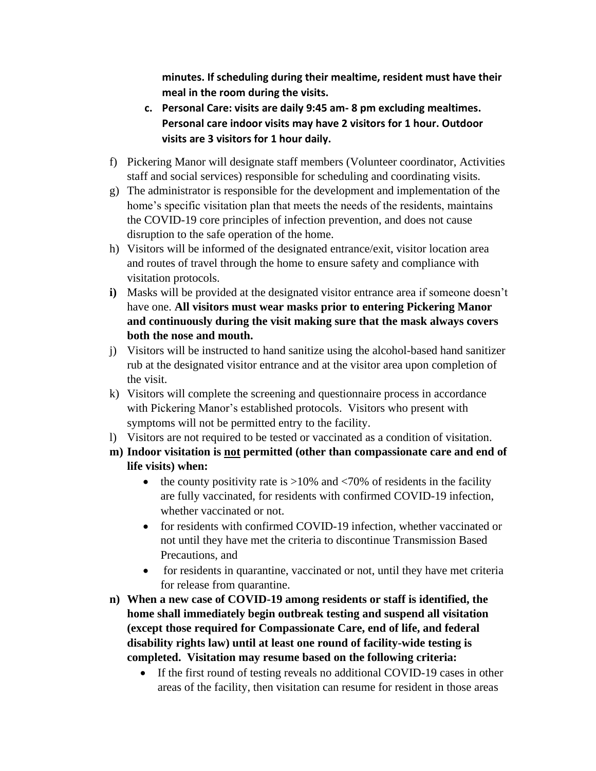**minutes. If scheduling during their mealtime, resident must have their meal in the room during the visits.**

c. **Personal Care: visits are daily 9:45 am- 8 pm excluding mealtimes. Personal care indoor visits may have 2 visitors for 1 hour. Outdoor visits are 3 visitors for 1 hour daily.**

f) Pickering Manor will designate staff members (Volunteer coordinator, Activities staff and social services) responsible for scheduling and coordinating visits.

g) The administrator is responsible for the development and implementation of the home's specific visitation plan that meets the needs of the residents, maintains the COVID-19 core principles of infection prevention, and does not cause disruption to the safe operation of the home.

h) Visitors will be informed of the designated entrance/exit, visitor location area and routes of travel through the home to ensure safety and compliance with visitation protocols.

**i)** Masks will be provided at the designated visitor entrance area if someone doesn't have one. **All visitors must wear masks prior to entering Pickering Manor and continuously during the visit making sure that the mask always covers both the nose and mouth.**

j) Visitors will be instructed to hand sanitize using the alcohol-based hand sanitizer rub at the designated visitor entrance and at the visitor area upon completion of the visit.

k) Visitors will complete the screening and questionnaire process in accordance with Pickering Manor's established protocols. Visitors who present with symptoms will not be permitted entry to the facility.

l) Visitors are not required to be tested or vaccinated as a condition of visitation.

**m) Indoor visitation is <u>not</u> permitted (other than compassionate care and end of life visits) when:**

- the county positivity rate is >10% and <70% of residents in the facility are fully vaccinated, for residents with confirmed COVID-19 infection, whether vaccinated or not.
- for residents with confirmed COVID-19 infection, whether vaccinated or not until they have met the criteria to discontinue Transmission Based Precautions, and
- for residents in quarantine, vaccinated or not, until they have met criteria for release from quarantine.

**n) When a new case of COVID-19 among residents or staff is identified, the home shall immediately begin outbreak testing and suspend all visitation (except those required for Compassionate Care, end of life, and federal disability rights law) until at least one round of facility-wide testing is completed. Visitation may resume based on the following criteria:**

- If the first round of testing reveals no additional COVID-19 cases in other areas of the facility, then visitation can resume for resident in those areas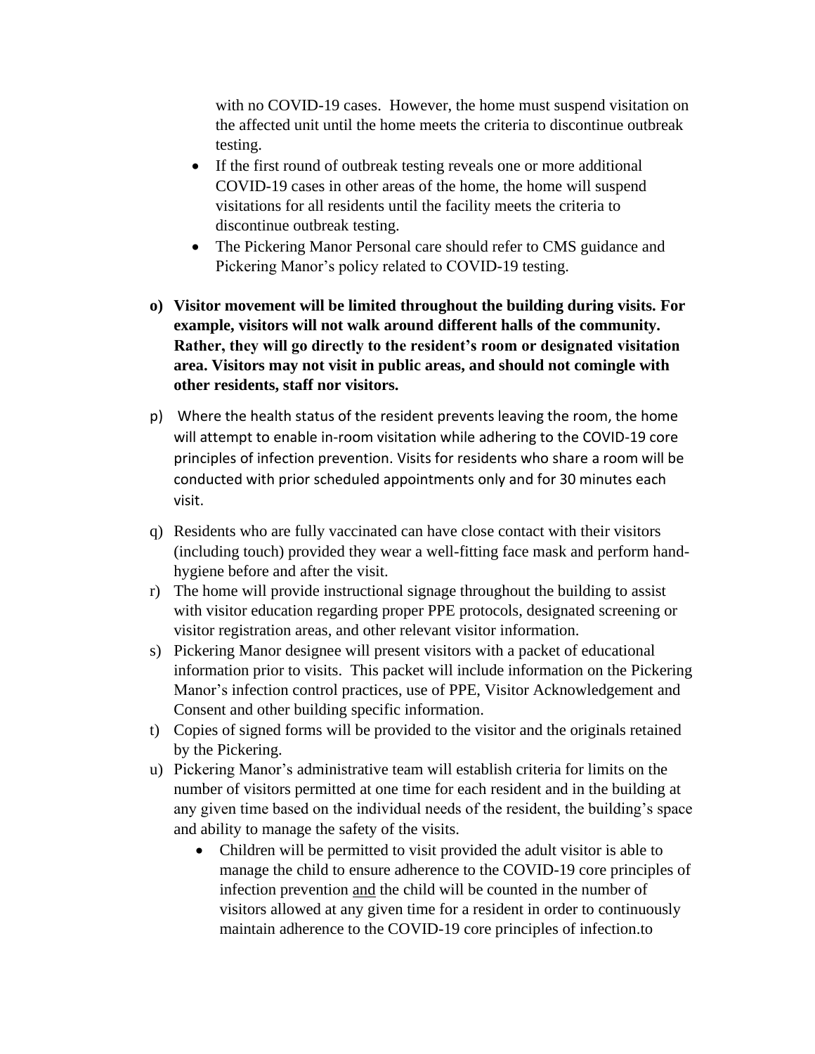with no COVID-19 cases. However, the home must suspend visitation on the affected unit until the home meets the criteria to discontinue outbreak testing.

- If the first round of outbreak testing reveals one or more additional COVID-19 cases in other areas of the home, the home will suspend visitations for all residents until the facility meets the criteria to discontinue outbreak testing.
- The Pickering Manor Personal care should refer to CMS guidance and Pickering Manor's policy related to COVID-19 testing.

**o) Visitor movement will be limited throughout the building during visits. For example, visitors will not walk around different halls of the community. Rather, they will go directly to the resident's room or designated visitation area. Visitors may not visit in public areas, and should not comingle with other residents, staff nor visitors.**

p) Where the health status of the resident prevents leaving the room, the home will attempt to enable in-room visitation while adhering to the COVID-19 core principles of infection prevention. Visits for residents who share a room will be conducted with prior scheduled appointments only and for 30 minutes each visit.

q) Residents who are fully vaccinated can have close contact with their visitors (including touch) provided they wear a well-fitting face mask and perform hand-hygiene before and after the visit.

r) The home will provide instructional signage throughout the building to assist with visitor education regarding proper PPE protocols, designated screening or visitor registration areas, and other relevant visitor information.

s) Pickering Manor designee will present visitors with a packet of educational information prior to visits. This packet will include information on the Pickering Manor's infection control practices, use of PPE, Visitor Acknowledgement and Consent and other building specific information.

t) Copies of signed forms will be provided to the visitor and the originals retained by the Pickering.

u) Pickering Manor's administrative team will establish criteria for limits on the number of visitors permitted at one time for each resident and in the building at any given time based on the individual needs of the resident, the building's space and ability to manage the safety of the visits.

- Children will be permitted to visit provided the adult visitor is able to manage the child to ensure adherence to the COVID-19 core principles of infection prevention <u>and</u> the child will be counted in the number of visitors allowed at any given time for a resident in order to continuously maintain adherence to the COVID-19 core principles of infection.to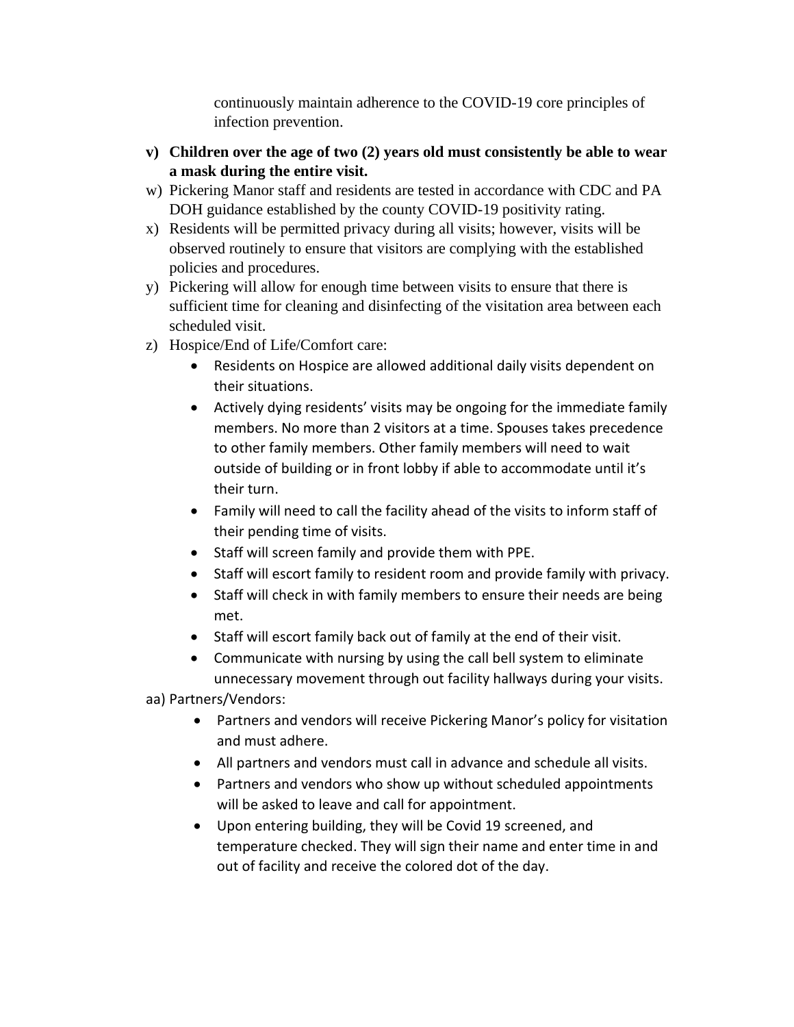continuously maintain adherence to the COVID-19 core principles of infection prevention.

**v) Children over the age of two (2) years old must consistently be able to wear a mask during the entire visit.**

w) Pickering Manor staff and residents are tested in accordance with CDC and PA DOH guidance established by the county COVID-19 positivity rating.

x) Residents will be permitted privacy during all visits; however, visits will be observed routinely to ensure that visitors are complying with the established policies and procedures.

y) Pickering will allow for enough time between visits to ensure that there is sufficient time for cleaning and disinfecting of the visitation area between each scheduled visit.

z) Hospice/End of Life/Comfort care:

- Residents on Hospice are allowed additional daily visits dependent on their situations.
- Actively dying residents' visits may be ongoing for the immediate family members. No more than 2 visitors at a time. Spouses takes precedence to other family members. Other family members will need to wait outside of building or in front lobby if able to accommodate until it's their turn.
- Family will need to call the facility ahead of the visits to inform staff of their pending time of visits.
- Staff will screen family and provide them with PPE.
- Staff will escort family to resident room and provide family with privacy.
- Staff will check in with family members to ensure their needs are being met.
- Staff will escort family back out of family at the end of their visit.
- Communicate with nursing by using the call bell system to eliminate unnecessary movement through out facility hallways during your visits.

aa) Partners/Vendors:

- Partners and vendors will receive Pickering Manor's policy for visitation and must adhere.
- All partners and vendors must call in advance and schedule all visits.
- Partners and vendors who show up without scheduled appointments will be asked to leave and call for appointment.
- Upon entering building, they will be Covid 19 screened, and temperature checked. They will sign their name and enter time in and out of facility and receive the colored dot of the day.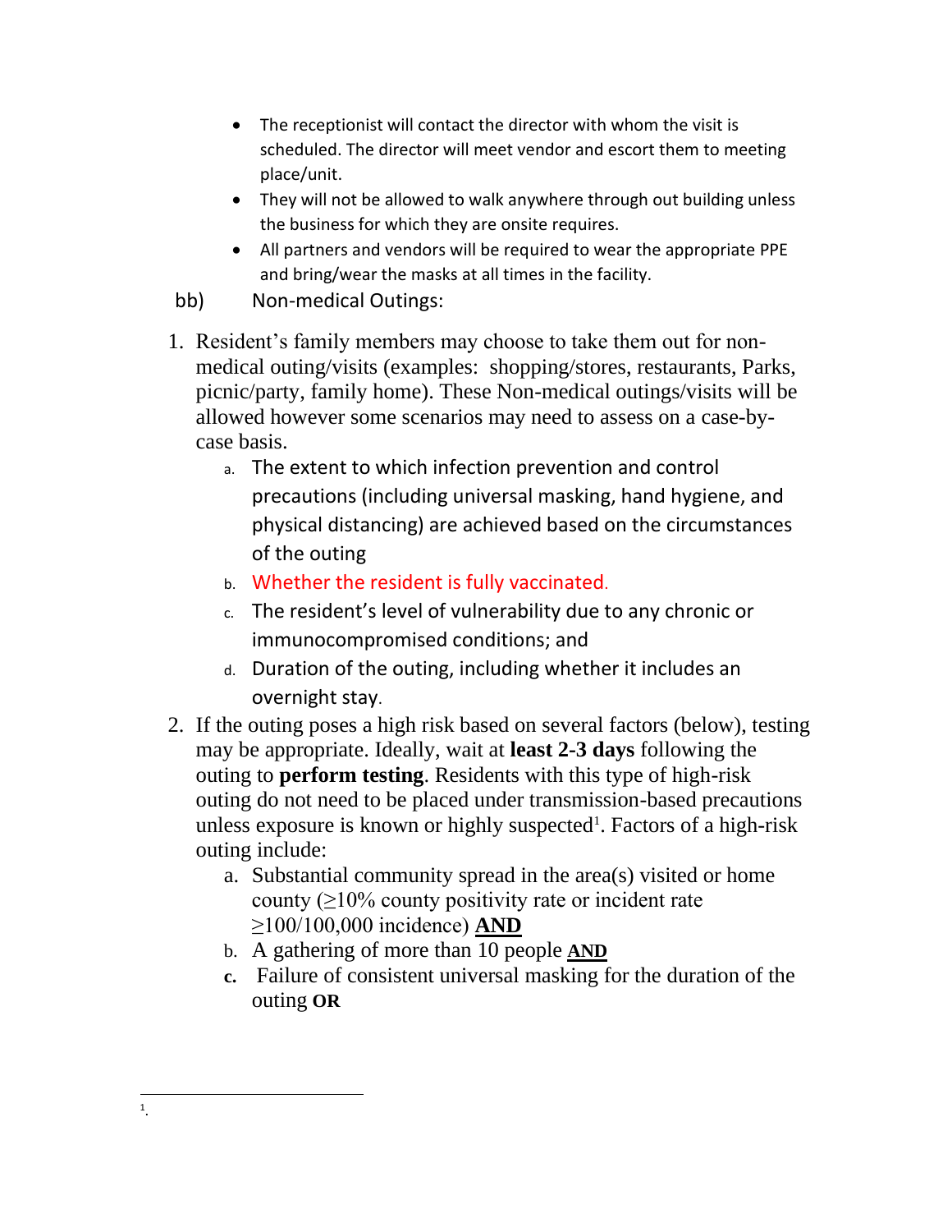- The receptionist will contact the director with whom the visit is scheduled. The director will meet vendor and escort them to meeting place/unit.
- They will not be allowed to walk anywhere through out building unless the business for which they are onsite requires.
- All partners and vendors will be required to wear the appropriate PPE and bring/wear the masks at all times in the facility.

bb) Non-medical Outings:

1. Resident's family members may choose to take them out for non-medical outing/visits (examples: shopping/stores, restaurants, Parks, picnic/party, family home). These Non-medical outings/visits will be allowed however some scenarios may need to assess on a case-by-case basis.
   a. The extent to which infection prevention and control precautions (including universal masking, hand hygiene, and physical distancing) are achieved based on the circumstances of the outing
   b. Whether the resident is fully vaccinated.
   c. The resident's level of vulnerability due to any chronic or immunocompromised conditions; and
   d. Duration of the outing, including whether it includes an overnight stay.
2. If the outing poses a high risk based on several factors (below), testing may be appropriate. Ideally, wait at **least 2-3 days** following the outing to **perform testing**. Residents with this type of high-risk outing do not need to be placed under transmission-based precautions unless exposure is known or highly suspected[1]. Factors of a high-risk outing include:
   a. Substantial community spread in the area(s) visited or home county (≥10% county positivity rate or incident rate ≥100/100,000 incidence) **AND**
   b. A gathering of more than 10 people **AND**
   c. Failure of consistent universal masking for the duration of the outing **OR**

[1].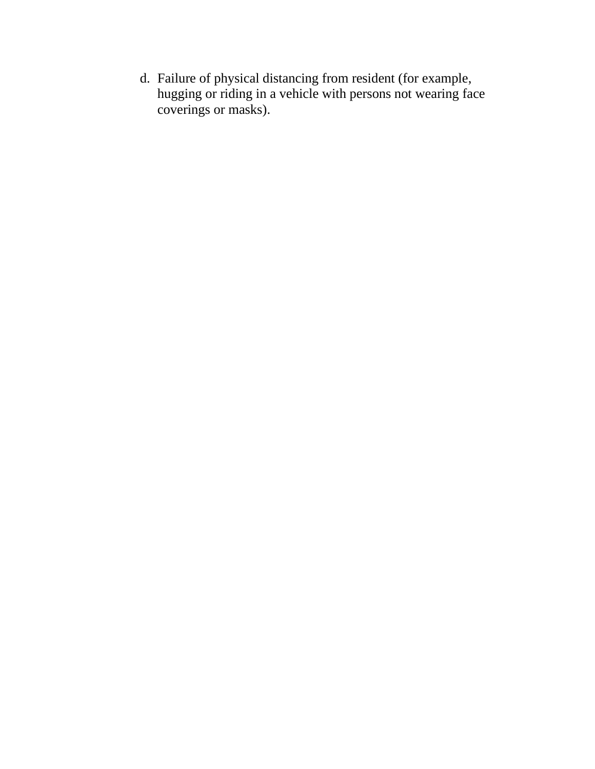d. Failure of physical distancing from resident (for example, hugging or riding in a vehicle with persons not wearing face coverings or masks).